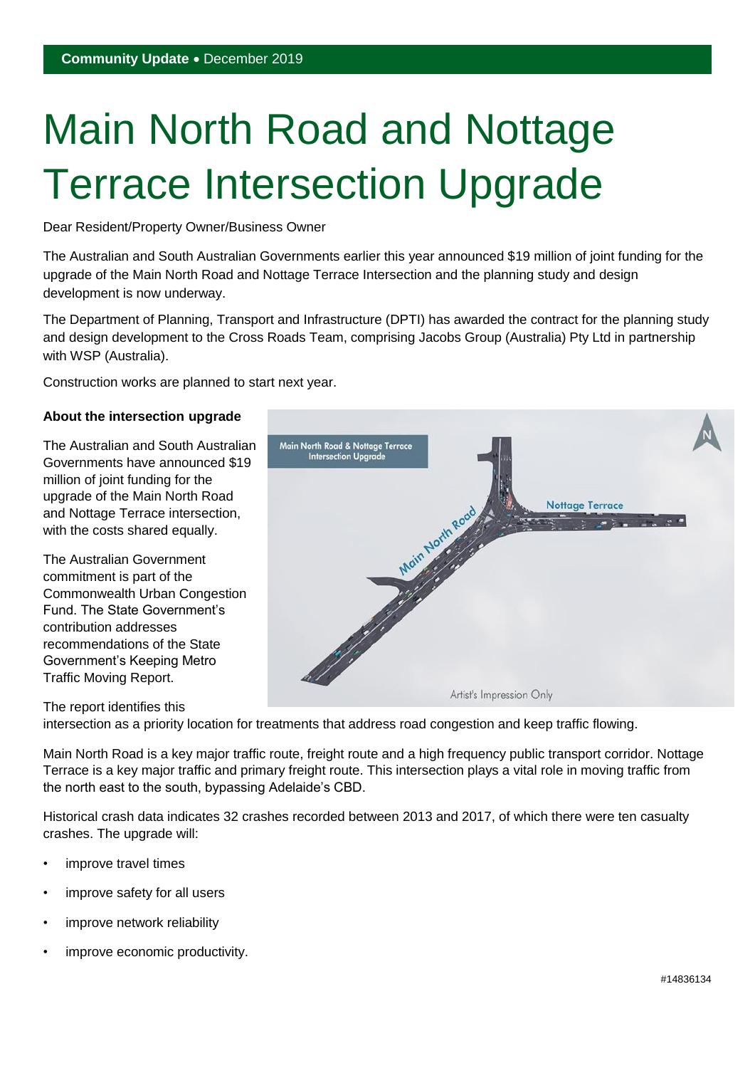**Community Update** • December 2019

# Main North Road and Nottage Terrace Intersection Upgrade

Dear Resident/Property Owner/Business Owner

The Australian and South Australian Governments earlier this year announced $19 million of joint funding for the upgrade of the Main North Road and Nottage Terrace Intersection and the planning study and design development is now underway.

The Department of Planning, Transport and Infrastructure (DPTI) has awarded the contract for the planning study and design development to the Cross Roads Team, comprising Jacobs Group (Australia) Pty Ltd in partnership with WSP (Australia).

Construction works are planned to start next year.

**About the intersection upgrade**

The Australian and South Australian Governments have announced $19 million of joint funding for the upgrade of the Main North Road and Nottage Terrace intersection, with the costs shared equally.

The Australian Government commitment is part of the Commonwealth Urban Congestion Fund. The State Government's contribution addresses recommendations of the State Government's Keeping Metro Traffic Moving Report.

The report identifies this intersection as a priority location for treatments that address road congestion and keep traffic flowing.

Main North Road is a key major traffic route, freight route and a high frequency public transport corridor. Nottage Terrace is a key major traffic and primary freight route. This intersection plays a vital role in moving traffic from the north east to the south, bypassing Adelaide's CBD.

Historical crash data indicates 32 crashes recorded between 2013 and 2017, of which there were ten casualty crashes. The upgrade will:

- improve travel times
- improve safety for all users
- improve network reliability
- improve economic productivity.

#14836134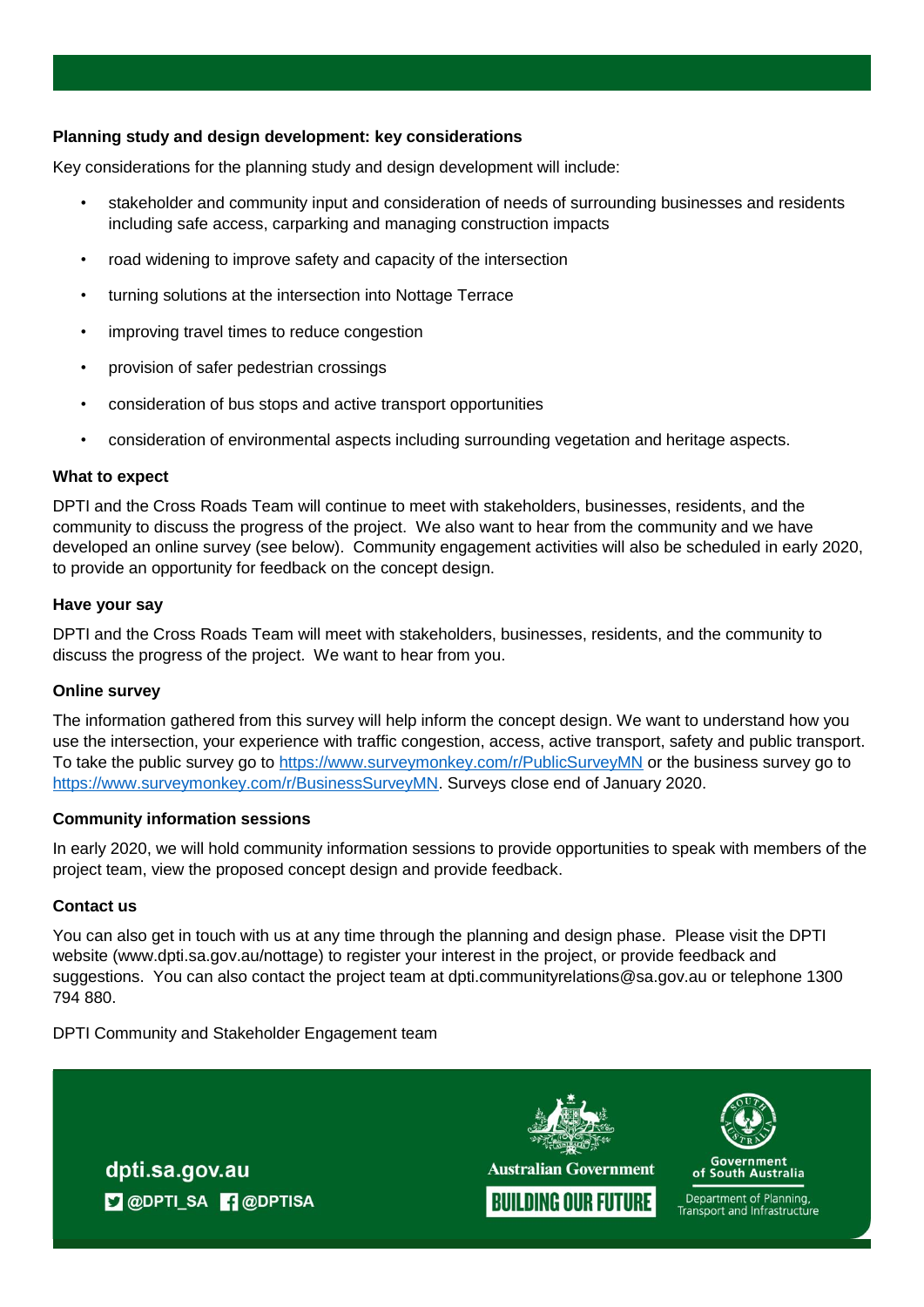**Planning study and design development: key considerations**

Key considerations for the planning study and design development will include:

- stakeholder and community input and consideration of needs of surrounding businesses and residents including safe access, carparking and managing construction impacts
- road widening to improve safety and capacity of the intersection
- turning solutions at the intersection into Nottage Terrace
- improving travel times to reduce congestion
- provision of safer pedestrian crossings
- consideration of bus stops and active transport opportunities
- consideration of environmental aspects including surrounding vegetation and heritage aspects.

**What to expect**

DPTI and the Cross Roads Team will continue to meet with stakeholders, businesses, residents, and the community to discuss the progress of the project. We also want to hear from the community and we have developed an online survey (see below). Community engagement activities will also be scheduled in early 2020, to provide an opportunity for feedback on the concept design.

**Have your say**

DPTI and the Cross Roads Team will meet with stakeholders, businesses, residents, and the community to discuss the progress of the project. We want to hear from you.

**Online survey**

The information gathered from this survey will help inform the concept design. We want to understand how you use the intersection, your experience with traffic congestion, access, active transport, safety and public transport. To take the public survey go to https://www.surveymonkey.com/r/PublicSurveyMN or the business survey go to https://www.surveymonkey.com/r/BusinessSurveyMN. Surveys close end of January 2020.

**Community information sessions**

In early 2020, we will hold community information sessions to provide opportunities to speak with members of the project team, view the proposed concept design and provide feedback.

**Contact us**

You can also get in touch with us at any time through the planning and design phase. Please visit the DPTI website (www.dpti.sa.gov.au/nottage) to register your interest in the project, or provide feedback and suggestions. You can also contact the project team at dpti.communityrelations@sa.gov.au or telephone 1300 794 880.

DPTI Community and Stakeholder Engagement team

dpti.sa.gov.au
@DPTI_SA @DPTISA

Australian Government
BUILDING OUR FUTURE

Government of South Australia
Department of Planning, Transport and Infrastructure